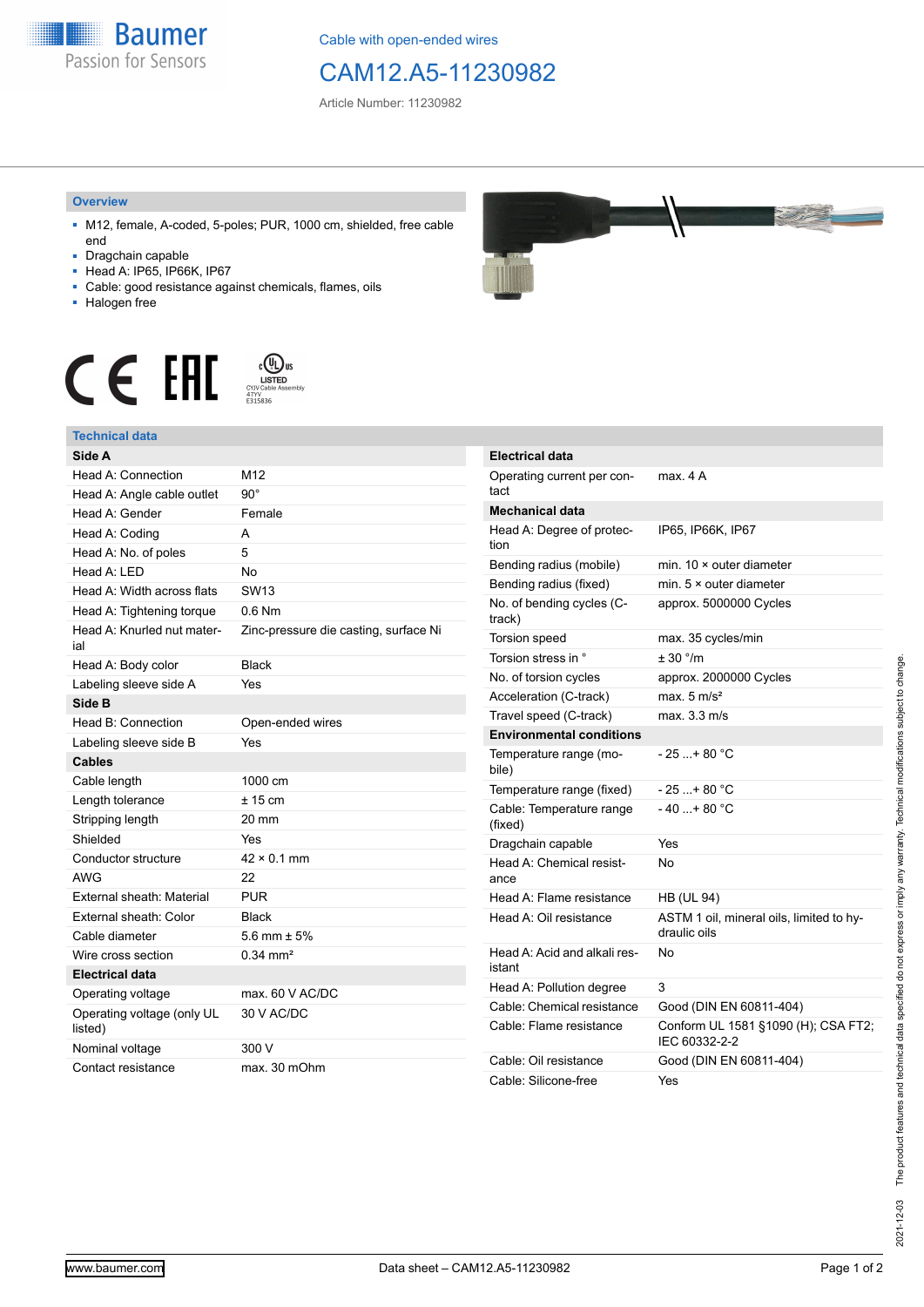Cable with open-ended wires

# CAM12.A5-11230982

Article Number: 11230982

## Overview

- M12, female, A-coded, 5-poles; PUR, 1000 cm, shielded, free cable end
- Dragchain capable
- Head A: IP65, IP66K, IP67
- Cable: good resistance against chemicals, flames, oils
- Halogen free

## Technical data

| Side A | |
|---|---|
| Head A: Connection | M12 |
| Head A: Angle cable outlet | 90° |
| Head A: Gender | Female |
| Head A: Coding | A |
| Head A: No. of poles | 5 |
| Head A: LED | No |
| Head A: Width across flats | SW13 |
| Head A: Tightening torque | 0.6 Nm |
| Head A: Knurled nut material | Zinc-pressure die casting, surface Ni |
| Head A: Body color | Black |
| Labeling sleeve side A | Yes |
| **Side B** | |
| Head B: Connection | Open-ended wires |
| Labeling sleeve side B | Yes |
| **Cables** | |
| Cable length | 1000 cm |
| Length tolerance | ± 15 cm |
| Stripping length | 20 mm |
| Shielded | Yes |
| Conductor structure | 42 × 0.1 mm |
| AWG | 22 |
| External sheath: Material | PUR |
| External sheath: Color | Black |
| Cable diameter | 5.6 mm ± 5% |
| Wire cross section | 0.34 mm² |
| **Electrical data** | |
| Operating voltage | max. 60 V AC/DC |
| Operating voltage (only UL listed) | 30 V AC/DC |
| Nominal voltage | 300 V |
| Contact resistance | max. 30 mOhm |

| Electrical data | |
|---|---|
| Operating current per contact | max. 4 A |
| **Mechanical data** | |
| Head A: Degree of protection | IP65, IP66K, IP67 |
| Bending radius (mobile) | min. 10 × outer diameter |
| Bending radius (fixed) | min. 5 × outer diameter |
| No. of bending cycles (C-track) | approx. 5000000 Cycles |
| Torsion speed | max. 35 cycles/min |
| Torsion stress in ° | ± 30 °/m |
| No. of torsion cycles | approx. 2000000 Cycles |
| Acceleration (C-track) | max. 5 m/s² |
| Travel speed (C-track) | max. 3.3 m/s |
| **Environmental conditions** | |
| Temperature range (mobile) | - 25 ...+ 80 °C |
| Temperature range (fixed) | - 25 ...+ 80 °C |
| Cable: Temperature range (fixed) | - 40 ...+ 80 °C |
| Dragchain capable | Yes |
| Head A: Chemical resistance | No |
| Head A: Flame resistance | HB (UL 94) |
| Head A: Oil resistance | ASTM 1 oil, mineral oils, limited to hydraulic oils |
| Head A: Acid and alkali resistant | No |
| Head A: Pollution degree | 3 |
| Cable: Chemical resistance | Good (DIN EN 60811-404) |
| Cable: Flame resistance | Conform UL 1581 §1090 (H); CSA FT2; IEC 60332-2-2 |
| Cable: Oil resistance | Good (DIN EN 60811-404) |
| Cable: Silicone-free | Yes |

2021-12-03 The product features and technical data specified do not express or imply any warranty. Technical modifications subject to change.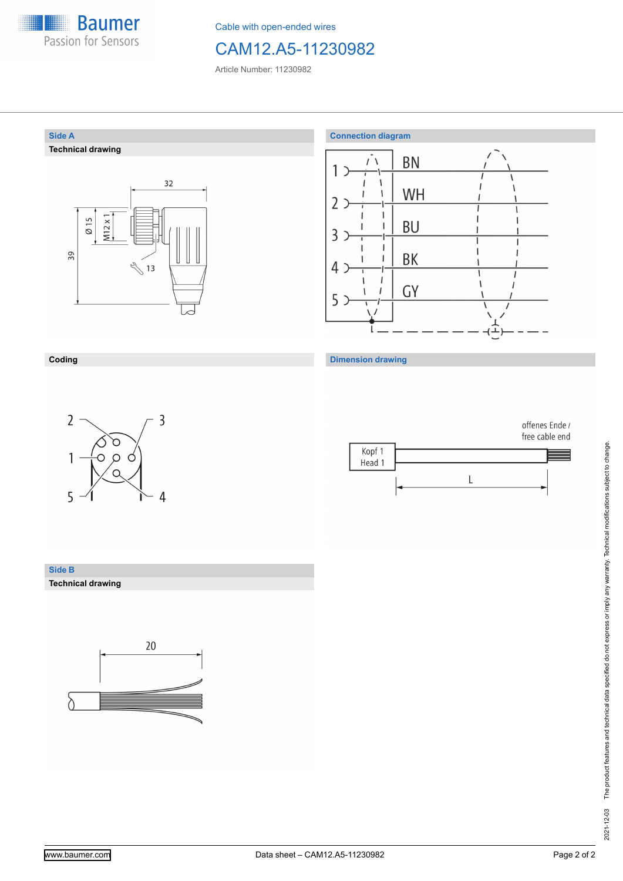Cable with open-ended wires

# CAM12.A5-11230982

Article Number: 11230982

## Side A

### Technical drawing

32
Ø 15
M12 x 1
39
13

## Connection diagram

1 BN
2 WH
3 BU
4 BK
5 GY

### Coding

2
3
1
5
4

## Dimension drawing

Kopf 1
Head 1
offenes Ende /
free cable end
L

## Side B

### Technical drawing

20

The product features and technical data specified do not express or imply any warranty. Technical modifications subject to change.

2021-12-03

www.baumer.com

Data sheet – CAM12.A5-11230982